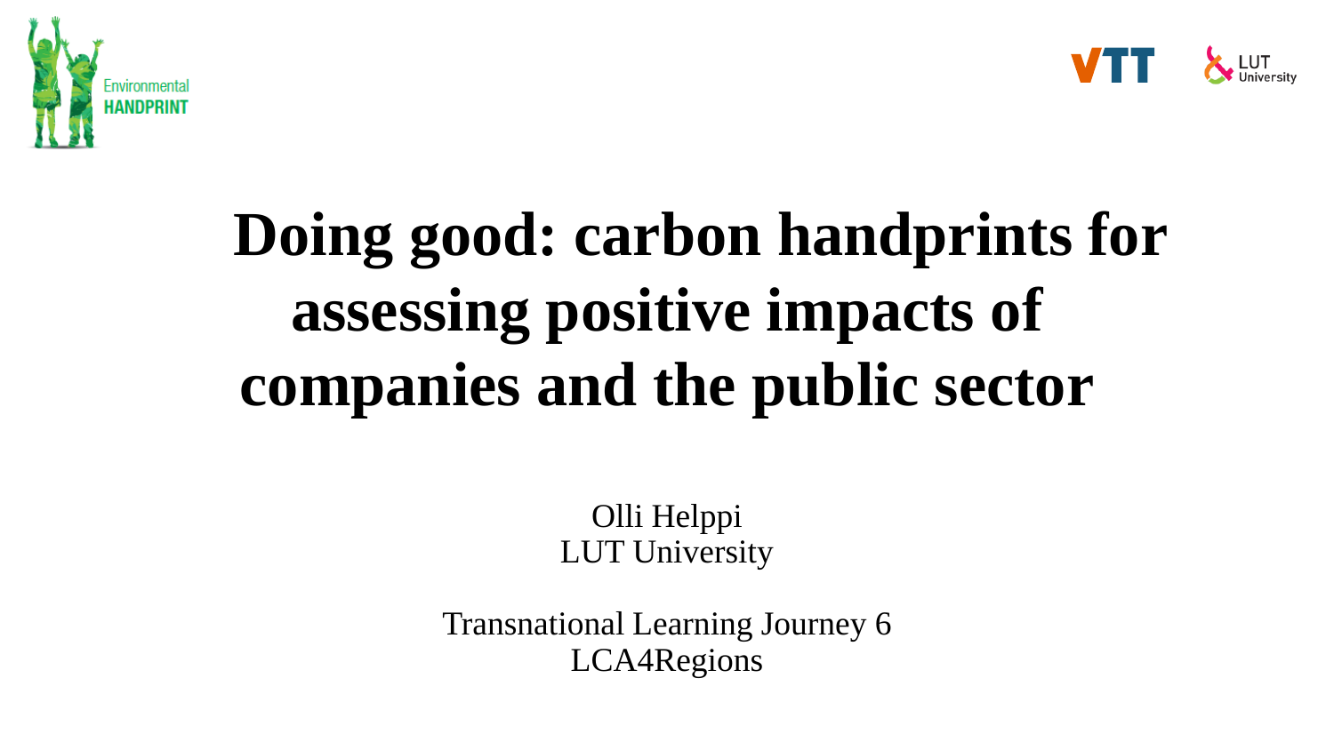Environmental HANDPRINT

VTT

LUT University

# Doing good: carbon handprints for assessing positive impacts of companies and the public sector

Olli Helppi
LUT University

Transnational Learning Journey 6
LCA4Regions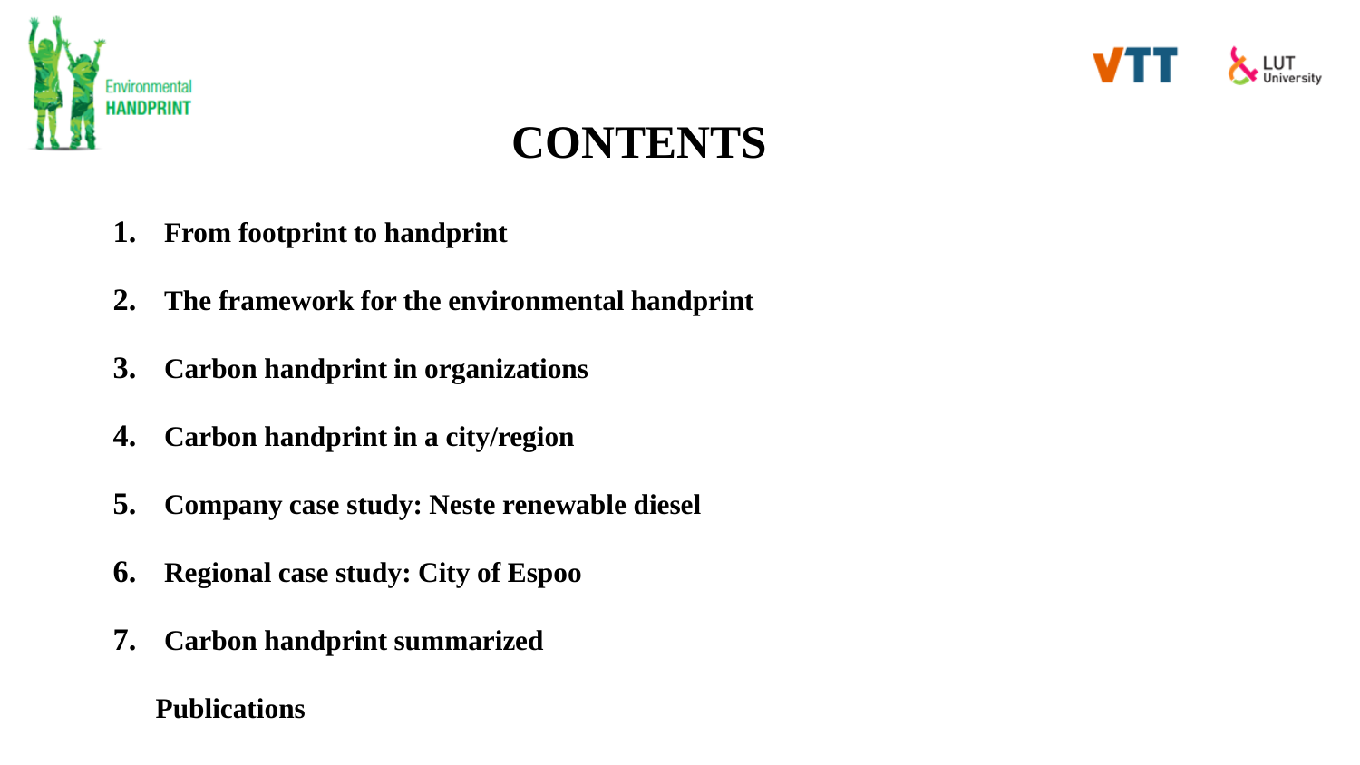# CONTENTS

1. **From footprint to handprint**
2. **The framework for the environmental handprint**
3. **Carbon handprint in organizations**
4. **Carbon handprint in a city/region**
5. **Company case study: Neste renewable diesel**
6. **Regional case study: City of Espoo**
7. **Carbon handprint summarized**

**Publications**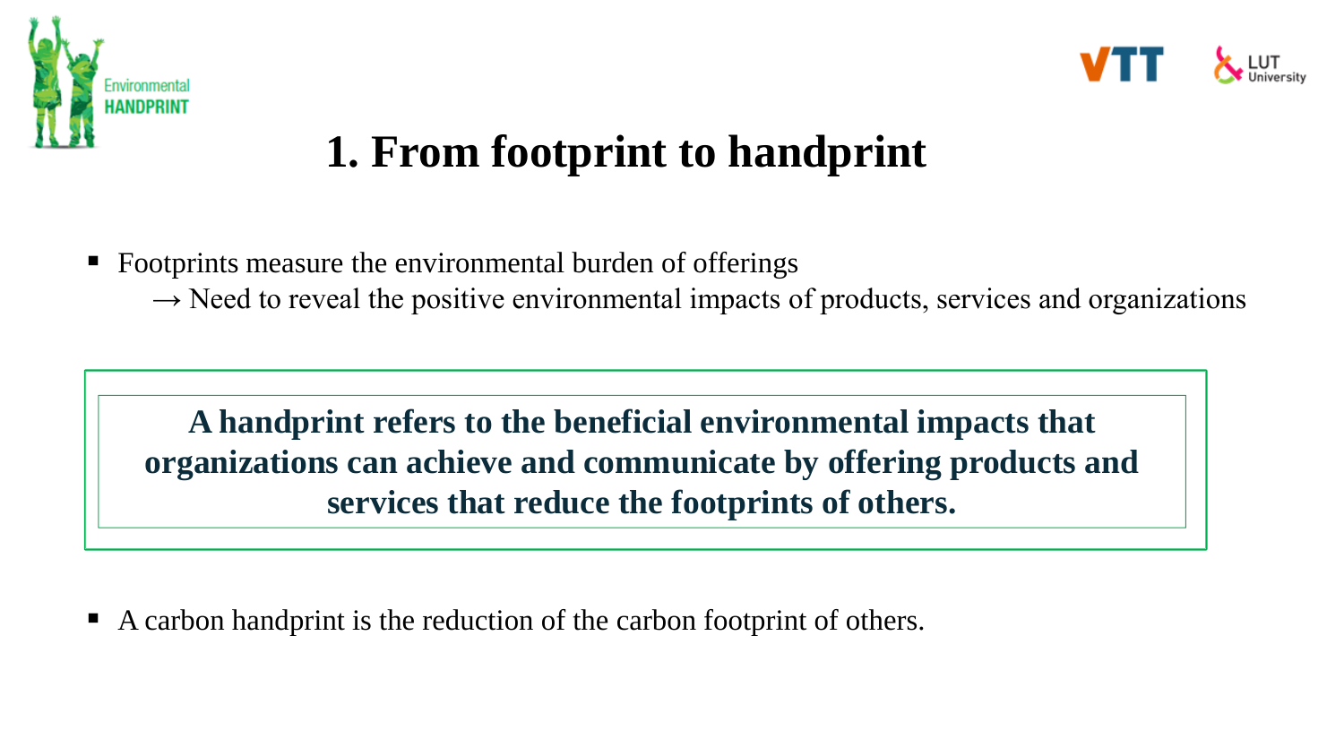# 1. From footprint to handprint

- Footprints measure the environmental burden of offerings
  → Need to reveal the positive environmental impacts of products, services and organizations

**A handprint refers to the beneficial environmental impacts that organizations can achieve and communicate by offering products and services that reduce the footprints of others.**

- A carbon handprint is the reduction of the carbon footprint of others.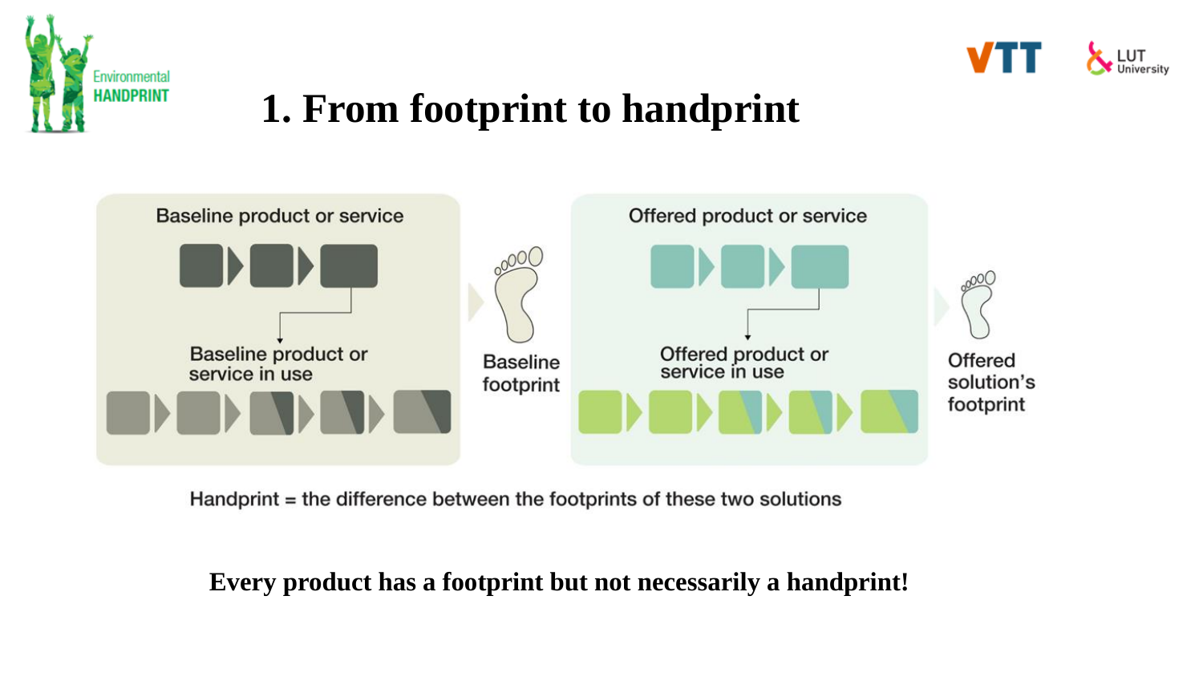# 1. From footprint to handprint

Baseline product or service

Baseline product or service in use

Baseline footprint

Offered product or service

Offered product or service in use

Offered solution's footprint

Handprint = the difference between the footprints of these two solutions

**Every product has a footprint but not necessarily a handprint!**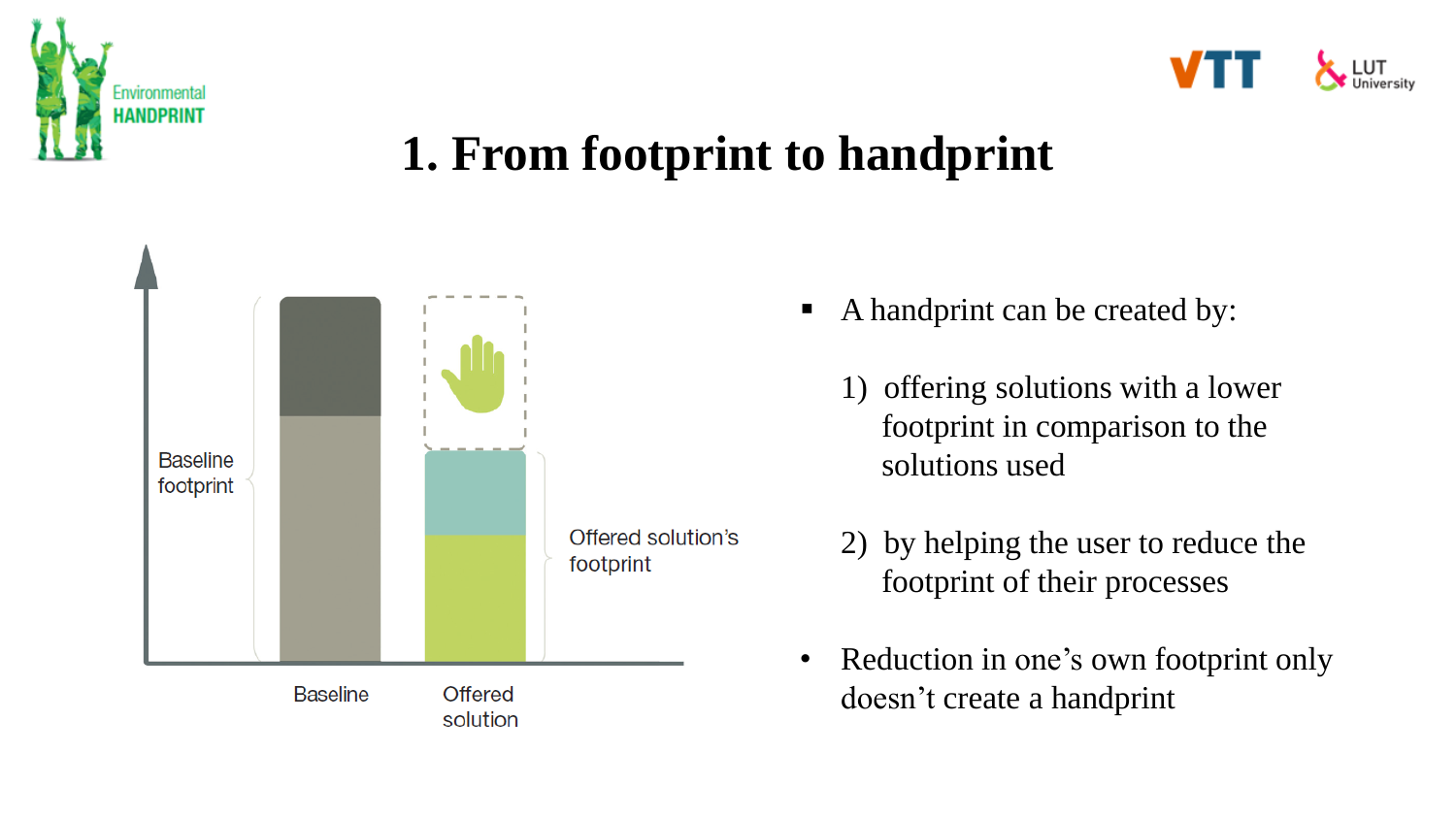Environmental HANDPRINT

# 1. From footprint to handprint

Baseline footprint

Offered solution's footprint

Baseline

Offered solution

- A handprint can be created by:

  1) offering solutions with a lower footprint in comparison to the solutions used

  2) by helping the user to reduce the footprint of their processes

- Reduction in one's own footprint only doesn't create a handprint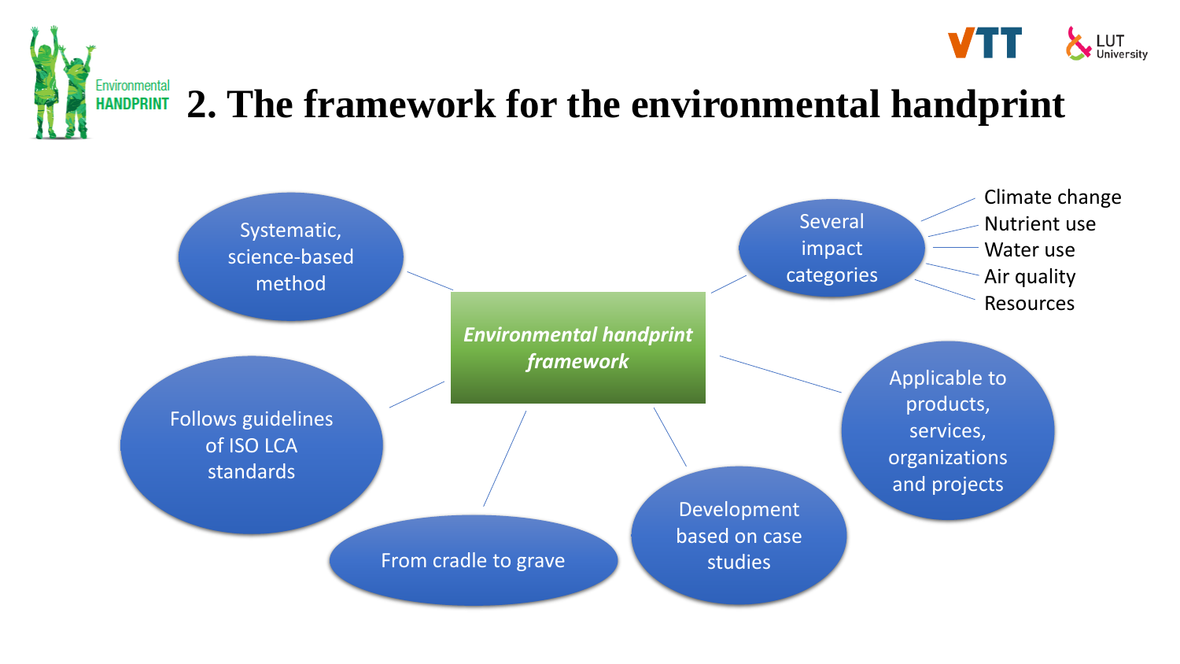# 2. The framework for the environmental handprint

*Environmental handprint framework*

- Systematic, science-based method
- Follows guidelines of ISO LCA standards
- From cradle to grave
- Development based on case studies
- Applicable to products, services, organizations and projects
- Several impact categories
  - Climate change
  - Nutrient use
  - Water use
  - Air quality
  - Resources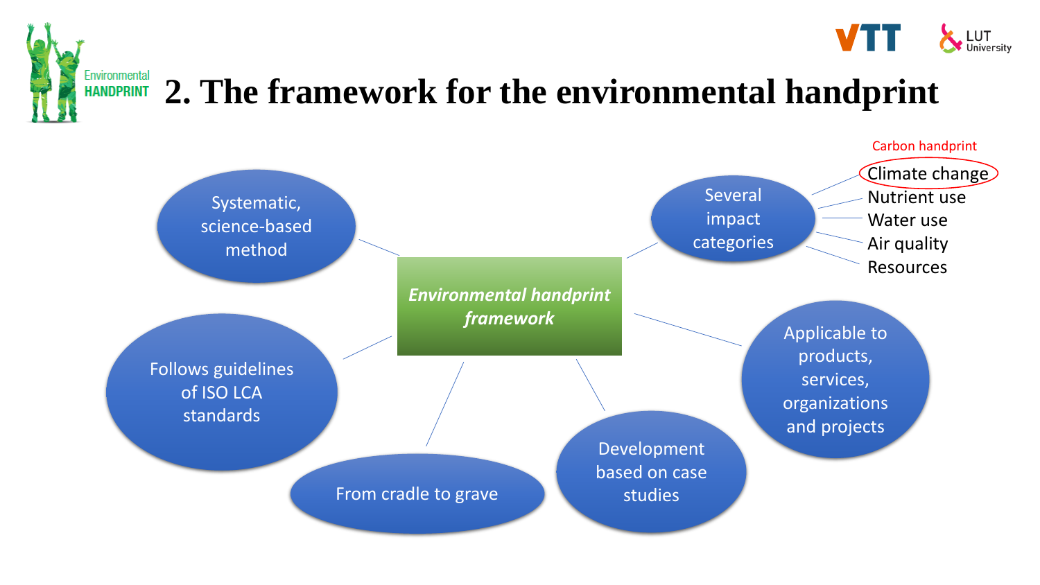# 2. The framework for the environmental handprint

**Environmental handprint framework**

- Systematic, science-based method
- Follows guidelines of ISO LCA standards
- From cradle to grave
- Development based on case studies
- Applicable to products, services, organizations and projects
- Several impact categories
  - Climate change (Carbon handprint)
  - Nutrient use
  - Water use
  - Air quality
  - Resources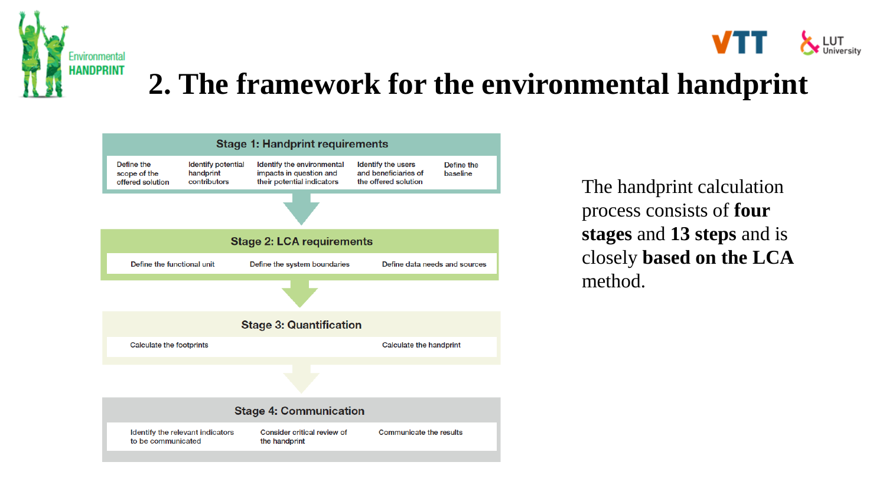# 2. The framework for the environmental handprint

**Stage 1: Handprint requirements**

- Define the scope of the offered solution
- Identify potential handprint contributors
- Identify the environmental impacts in question and their potential indicators
- Identify the users and beneficiaries of the offered solution
- Define the baseline

**Stage 2: LCA requirements**

- Define the functional unit
- Define the system boundaries
- Define data needs and sources

**Stage 3: Quantification**

- Calculate the footprints
- Calculate the handprint

**Stage 4: Communication**

- Identify the relevant indicators to be communicated
- Consider critical review of the handprint
- Communicate the results

The handprint calculation process consists of **four stages** and **13 steps** and is closely **based on the LCA** method.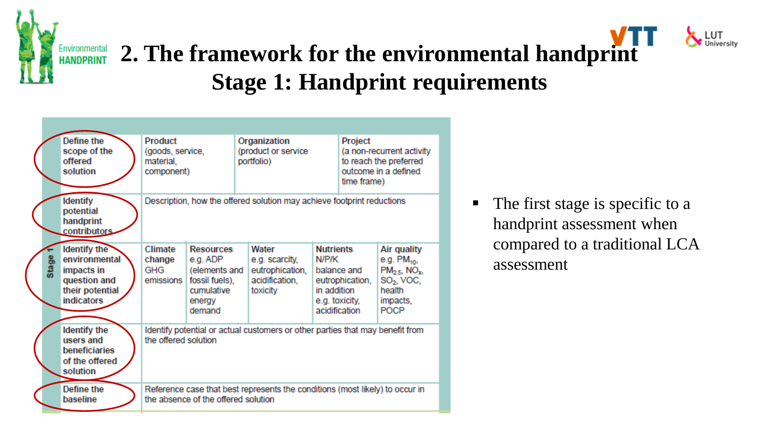# 2. The framework for the environmental handprint
## Stage 1: Handprint requirements

| | | | | | |
|---|---|---|---|---|---|
| Define the scope of the offered solution | Product (goods, service, material, component) | | Organization (product or service portfolio) | | Project (a non-recurrent activity to reach the preferred outcome in a defined time frame) |
| Identify potential handprint contributors | Description, how the offered solution may achieve footprint reductions | | | | |
| Identify the environmental impacts in question and their potential indicators | Climate change GHG emissions | Resources e.g. ADP (elements and fossil fuels), cumulative energy demand | Water e.g. scarcity, eutrophication, acidification, toxicity | Nutrients N/P/K balance and eutrophication, in addition e.g. toxicity, acidification | Air quality e.g. $PM_{10}$, $PM_{2.5}$, $NO_x$, $SO_2$, VOC, health impacts, POCP |
| Identify the users and beneficiaries of the offered solution | Identify potential or actual customers or other parties that may benefit from the offered solution | | | | |
| Define the baseline | Reference case that best represents the conditions (most likely) to occur in the absence of the offered solution | | | | |

Stage 1

- The first stage is specific to a handprint assessment when compared to a traditional LCA assessment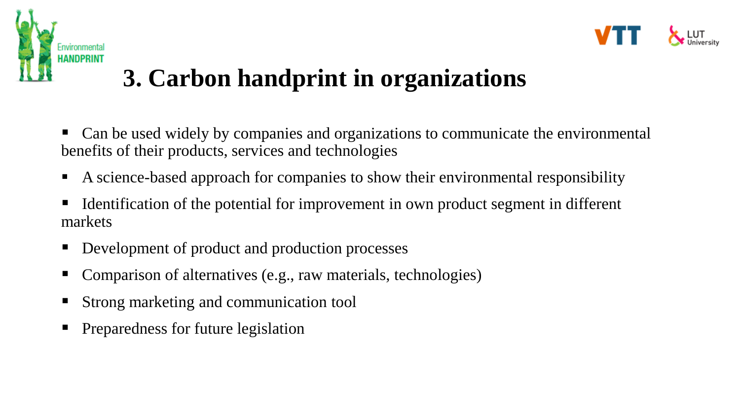# 3. Carbon handprint in organizations

- Can be used widely by companies and organizations to communicate the environmental benefits of their products, services and technologies
- A science-based approach for companies to show their environmental responsibility
- Identification of the potential for improvement in own product segment in different markets
- Development of product and production processes
- Comparison of alternatives (e.g., raw materials, technologies)
- Strong marketing and communication tool
- Preparedness for future legislation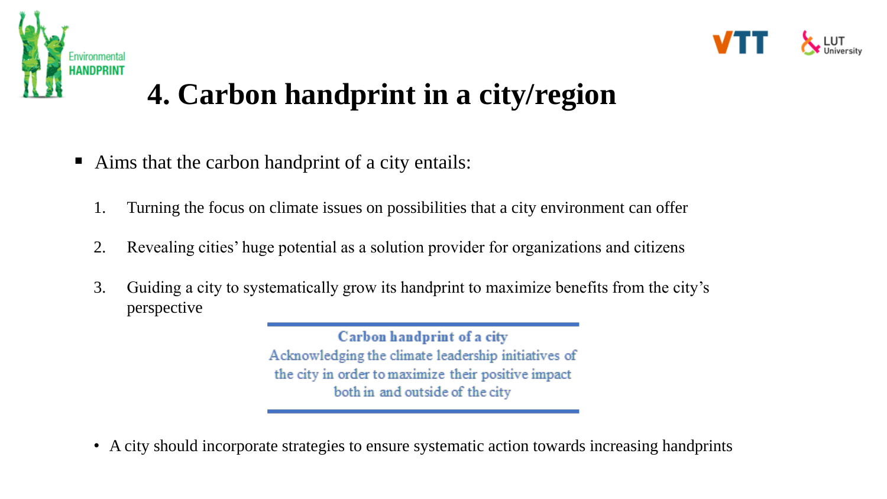# 4. Carbon handprint in a city/region

- Aims that the carbon handprint of a city entails:

  1. Turning the focus on climate issues on possibilities that a city environment can offer
  2. Revealing cities' huge potential as a solution provider for organizations and citizens
  3. Guiding a city to systematically grow its handprint to maximize benefits from the city's perspective

**Carbon handprint of a city**
Acknowledging the climate leadership initiatives of the city in order to maximize their positive impact both in and outside of the city

- A city should incorporate strategies to ensure systematic action towards increasing handprints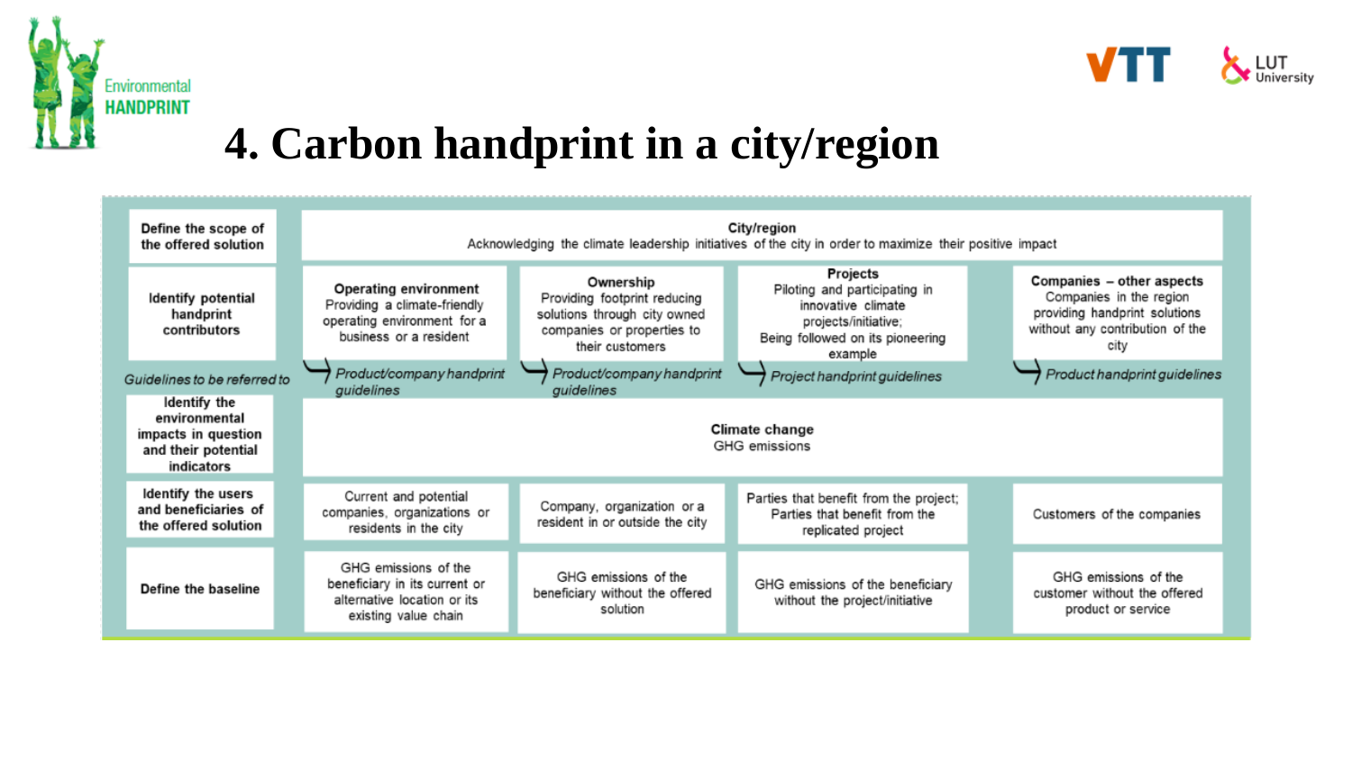# 4. Carbon handprint in a city/region

| | | | | |
|---|---|---|---|---|
| **Define the scope of the offered solution** | **City/region** Acknowledging the climate leadership initiatives of the city in order to maximize their positive impact | | | |
| **Identify potential handprint contributors** | **Operating environment** Providing a climate-friendly operating environment for a business or a resident | **Ownership** Providing footprint reducing solutions through city owned companies or properties to their customers | **Projects** Piloting and participating in innovative climate projects/initiative; Being followed on its pioneering example | **Companies – other aspects** Companies in the region providing handprint solutions without any contribution of the city |
| *Guidelines to be referred to* | *Product/company handprint guidelines* | *Product/company handprint guidelines* | *Project handprint guidelines* | *Product handprint guidelines* |
| **Identify the environmental impacts in question and their potential indicators** | **Climate change** GHG emissions | | | |
| **Identify the users and beneficiaries of the offered solution** | Current and potential companies, organizations or residents in the city | Company, organization or a resident in or outside the city | Parties that benefit from the project; Parties that benefit from the replicated project | Customers of the companies |
| **Define the baseline** | GHG emissions of the beneficiary in its current or alternative location or its existing value chain | GHG emissions of the beneficiary without the offered solution | GHG emissions of the beneficiary without the project/initiative | GHG emissions of the customer without the offered product or service |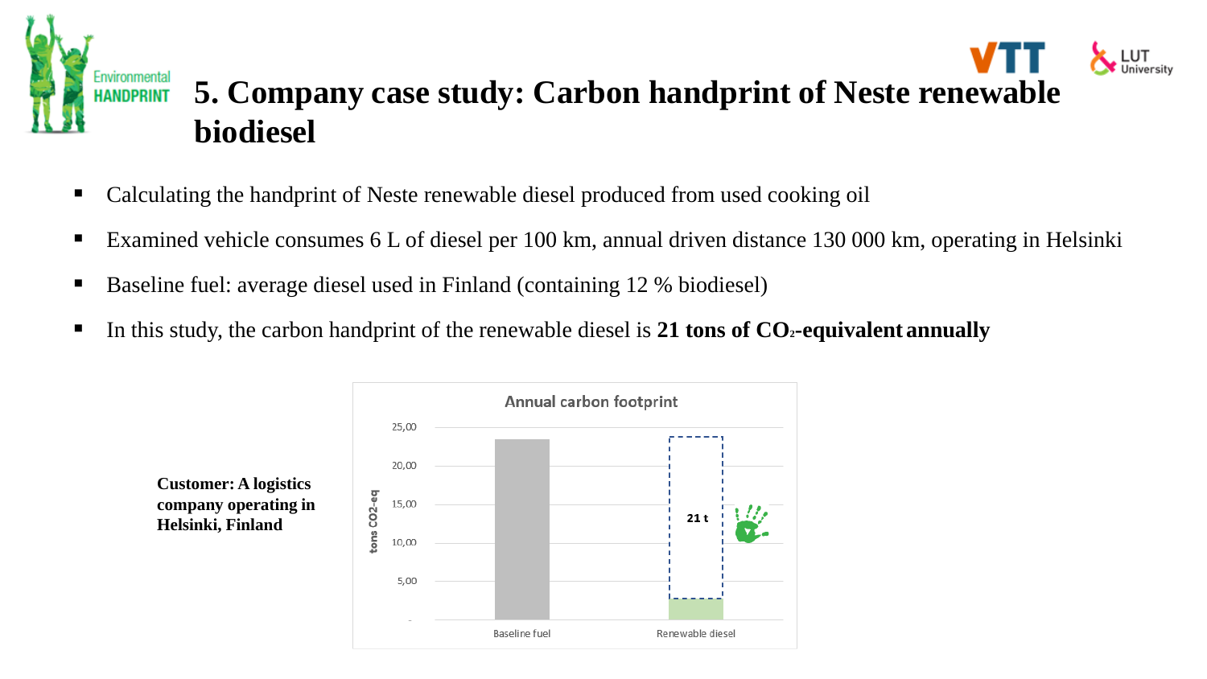# 5. Company case study: Carbon handprint of Neste renewable biodiesel

- Calculating the handprint of Neste renewable diesel produced from used cooking oil
- Examined vehicle consumes 6 L of diesel per 100 km, annual driven distance 130 000 km, operating in Helsinki
- Baseline fuel: average diesel used in Finland (containing 12 % biodiesel)
- In this study, the carbon handprint of the renewable diesel is **21 tons of $CO_2$-equivalent annually**

**Customer: A logistics company operating in Helsinki, Finland**

Annual carbon footprint

tons CO2-eq

25,00
20,00
15,00
10,00
5,00
-

Baseline fuel
Renewable diesel

21 t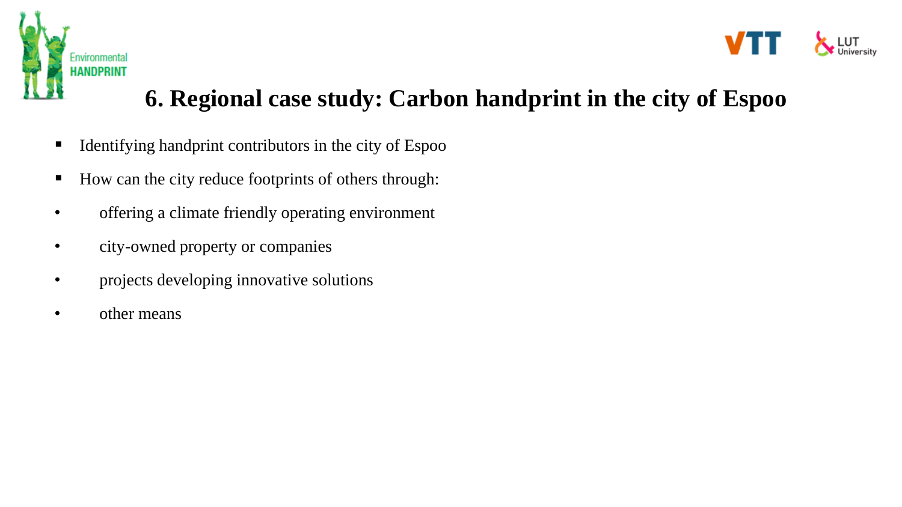# 6. Regional case study: Carbon handprint in the city of Espoo

- Identifying handprint contributors in the city of Espoo
- How can the city reduce footprints of others through:
  - offering a climate friendly operating environment
  - city-owned property or companies
  - projects developing innovative solutions
  - other means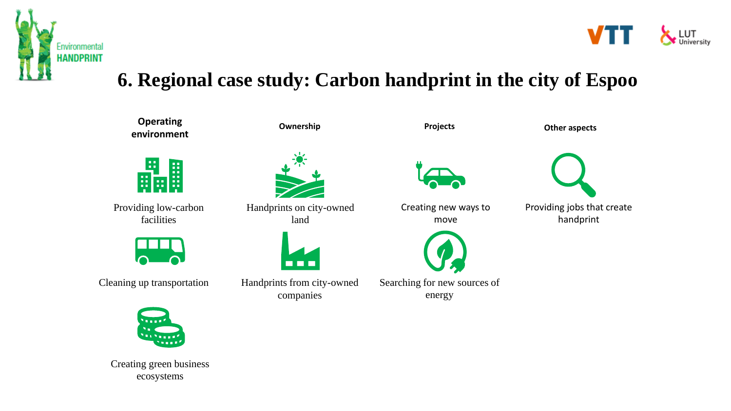# 6. Regional case study: Carbon handprint in the city of Espoo

**Operating environment**

- Providing low-carbon facilities
- Cleaning up transportation
- Creating green business ecosystems

**Ownership**

- Handprints on city-owned land
- Handprints from city-owned companies

**Projects**

- Creating new ways to move
- Searching for new sources of energy

**Other aspects**

- Providing jobs that create handprint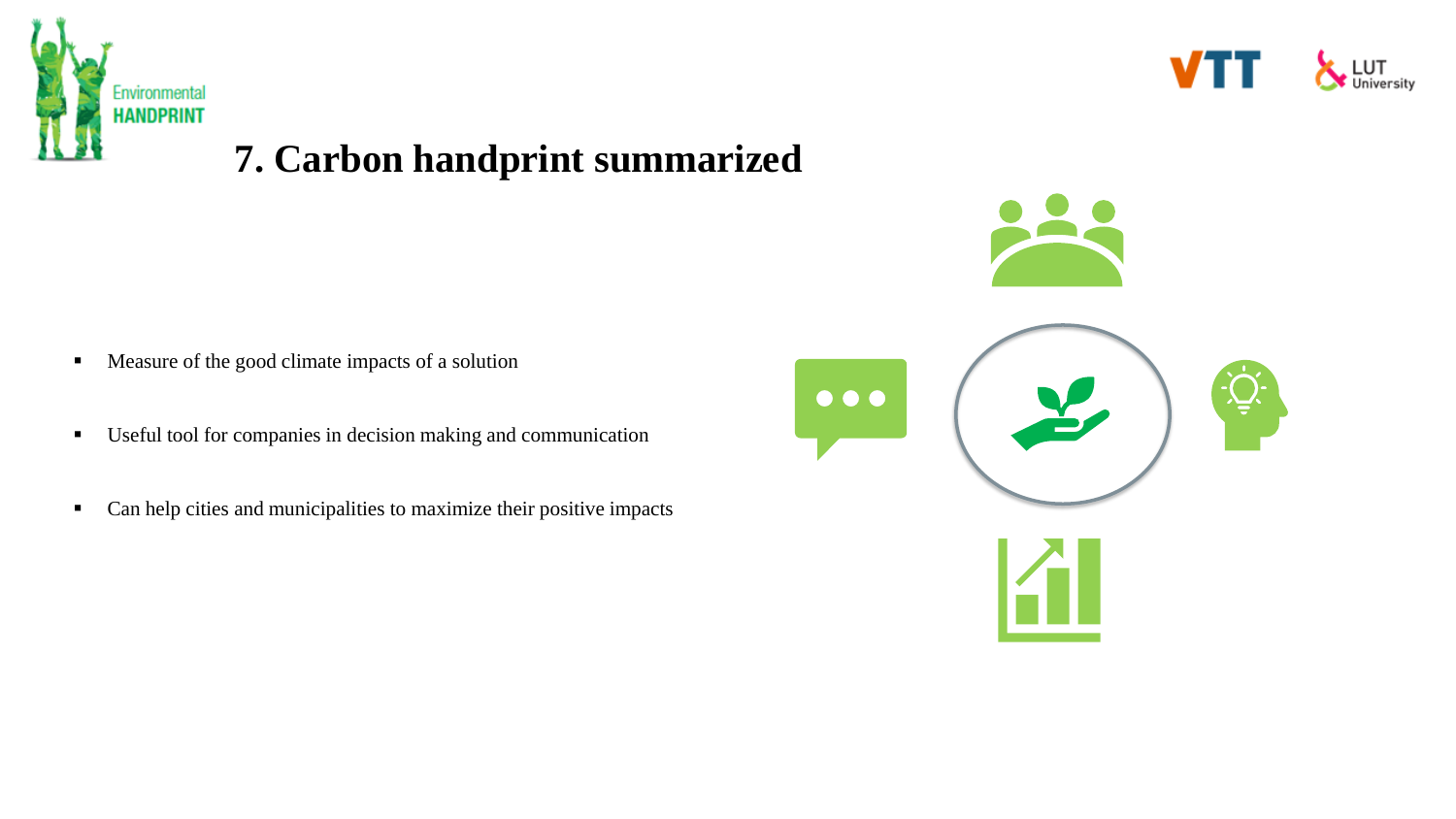# 7. Carbon handprint summarized

- Measure of the good climate impacts of a solution
- Useful tool for companies in decision making and communication
- Can help cities and municipalities to maximize their positive impacts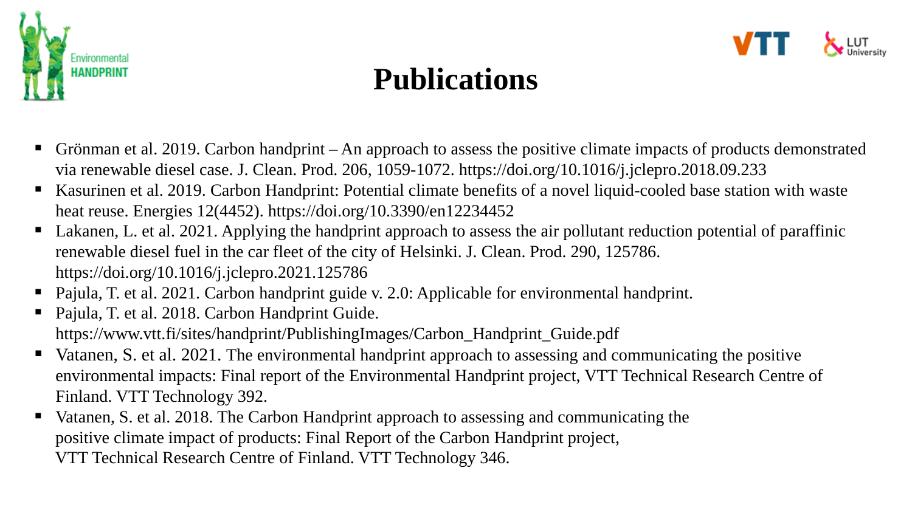# Publications

- Grönman et al. 2019. Carbon handprint – An approach to assess the positive climate impacts of products demonstrated via renewable diesel case. J. Clean. Prod. 206, 1059-1072. https://doi.org/10.1016/j.jclepro.2018.09.233
- Kasurinen et al. 2019. Carbon Handprint: Potential climate benefits of a novel liquid-cooled base station with waste heat reuse. Energies 12(4452). https://doi.org/10.3390/en12234452
- Lakanen, L. et al. 2021. Applying the handprint approach to assess the air pollutant reduction potential of paraffinic renewable diesel fuel in the car fleet of the city of Helsinki. J. Clean. Prod. 290, 125786. https://doi.org/10.1016/j.jclepro.2021.125786
- Pajula, T. et al. 2021. Carbon handprint guide v. 2.0: Applicable for environmental handprint.
- Pajula, T. et al. 2018. Carbon Handprint Guide. https://www.vtt.fi/sites/handprint/PublishingImages/Carbon_Handprint_Guide.pdf
- Vatanen, S. et al. 2021. The environmental handprint approach to assessing and communicating the positive environmental impacts: Final report of the Environmental Handprint project, VTT Technical Research Centre of Finland. VTT Technology 392.
- Vatanen, S. et al. 2018. The Carbon Handprint approach to assessing and communicating the positive climate impact of products: Final Report of the Carbon Handprint project, VTT Technical Research Centre of Finland. VTT Technology 346.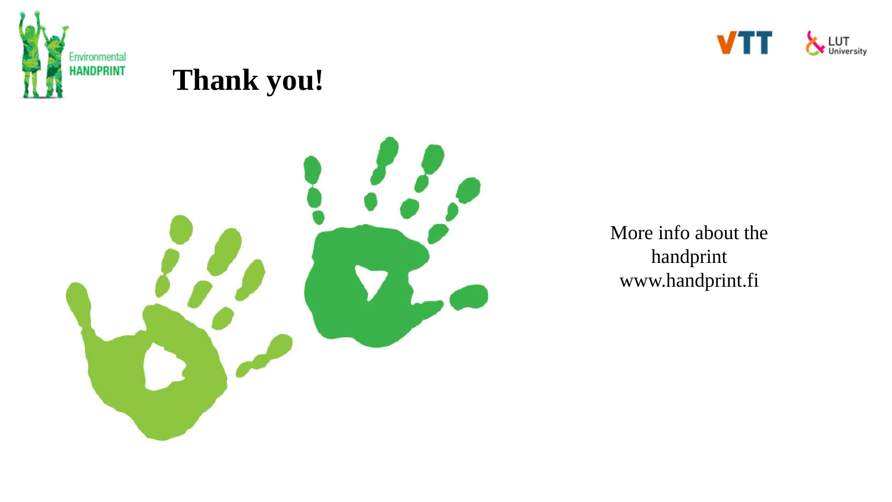# Thank you!

More info about the handprint
www.handprint.fi